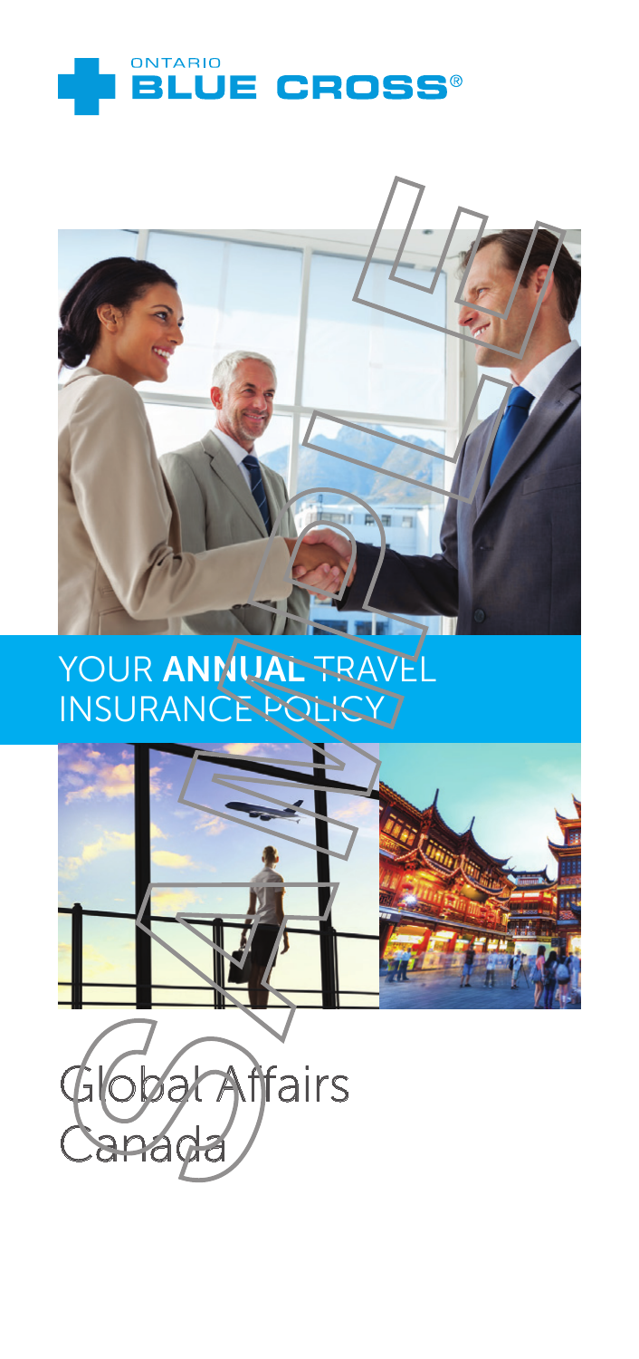ONTARIO **BLUE CROSS**®

# YOUR **ANNUAL** TRAVEL INSURANCE POLICY

Global Affairs Canada

SAMPLE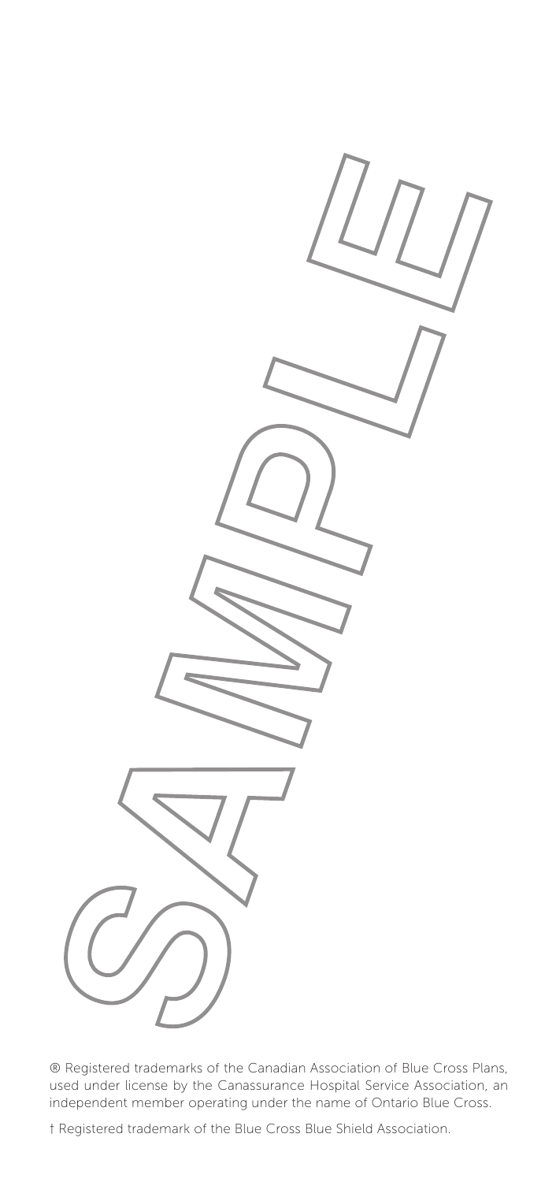SAMPLE

® Registered trademarks of the Canadian Association of Blue Cross Plans, used under license by the Canassurance Hospital Service Association, an independent member operating under the name of Ontario Blue Cross.

† Registered trademark of the Blue Cross Blue Shield Association.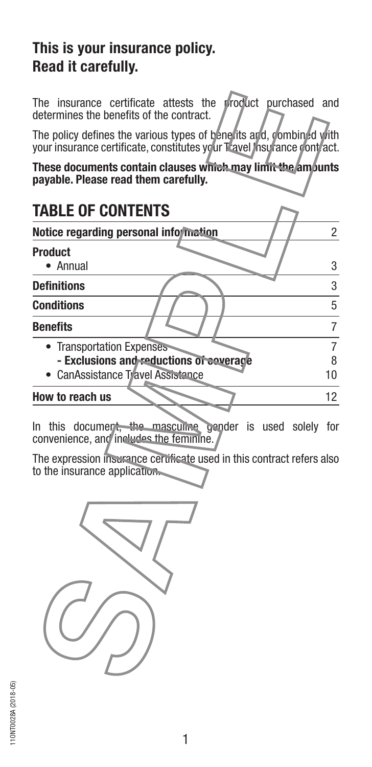## This is your insurance policy. Read it carefully.

The insurance certificate attests the product purchased and determines the benefits of the contract.

The policy defines the various types of benefits and, combined with your insurance certificate, constitutes your Travel Insurance contract.

**These documents contain clauses which may limit the amounts payable. Please read them carefully.**

# TABLE OF CONTENTS

| | |
|---|---|
| **Notice regarding personal information** | 2 |
| **Product** | |
| • Annual | 3 |
| **Definitions** | 3 |
| **Conditions** | 5 |
| **Benefits** | 7 |
| • Transportation Expenses | 7 |
| **- Exclusions and reductions of coverage** | 8 |
| • CanAssistance Travel Assistance | 10 |
| **How to reach us** | 12 |

In this document, the masculine gender is used solely for convenience, and includes the feminine.

The expression insurance certificate used in this contract refers also to the insurance application.

110NT0028A (2018-05)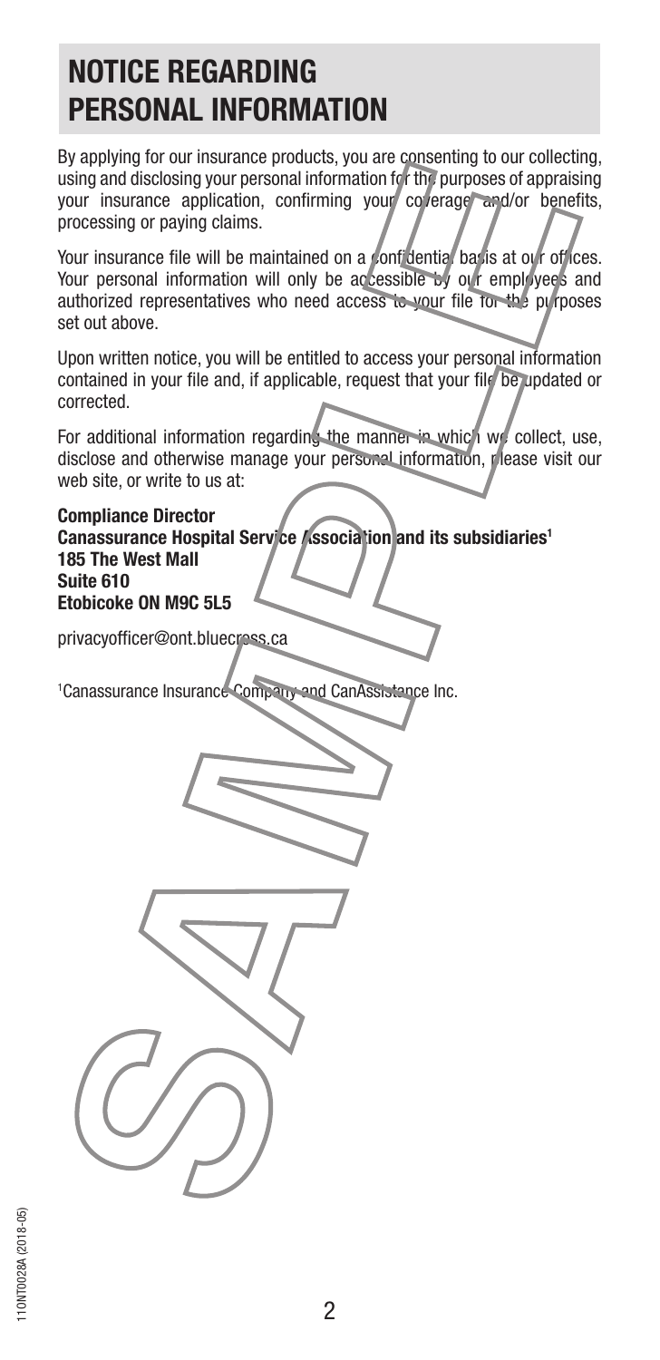## NOTICE REGARDING PERSONAL INFORMATION

By applying for our insurance products, you are consenting to our collecting, using and disclosing your personal information for the purposes of appraising your insurance application, confirming your coverage and/or benefits, processing or paying claims.

Your insurance file will be maintained on a confidential basis at our offices. Your personal information will only be accessible by our employees and authorized representatives who need access to your file for the purposes set out above.

Upon written notice, you will be entitled to access your personal information contained in your file and, if applicable, request that your file be updated or corrected.

For additional information regarding the manner in which we collect, use, disclose and otherwise manage your personal information, please visit our web site, or write to us at:

**Compliance Director**
**Canassurance Hospital Service Association and its subsidiaries[1]**
**185 The West Mall**
**Suite 610**
**Etobicoke ON M9C 5L5**

privacyofficer@ont.bluecross.ca

[1]Canassurance Insurance Company and CanAssistance Inc.

110NT0028A (2018-05)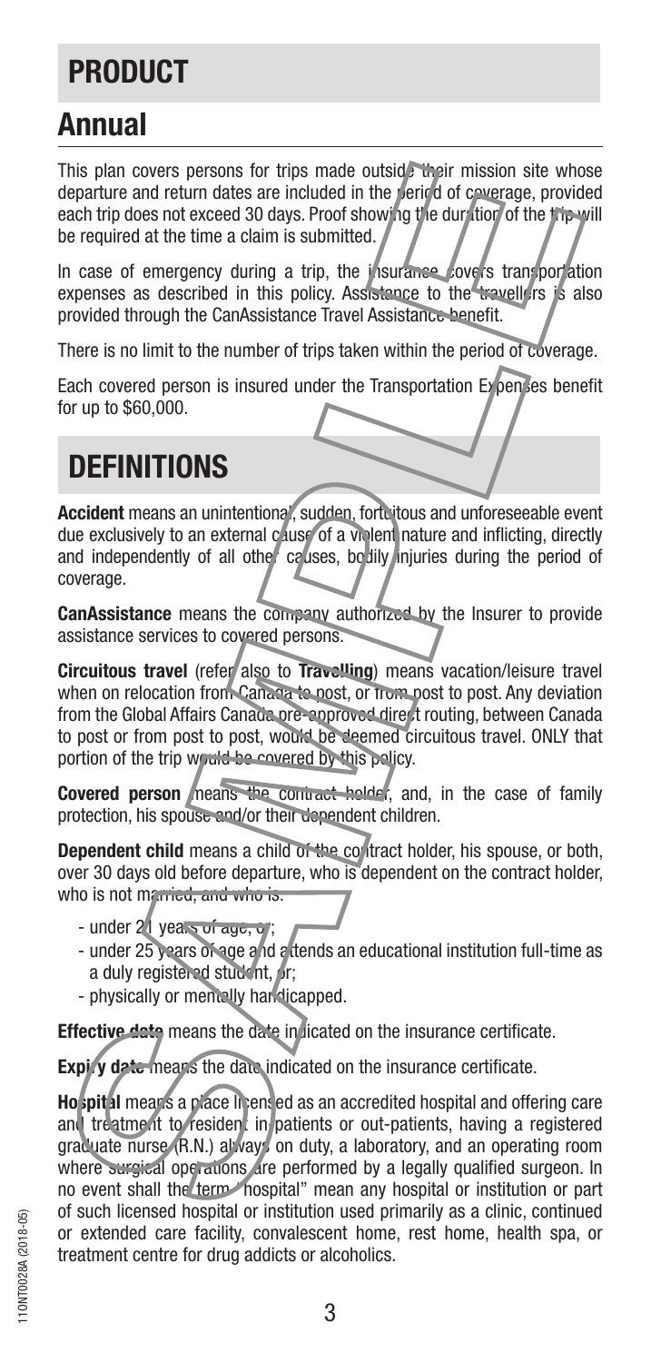# PRODUCT

## Annual

This plan covers persons for trips made outside their mission site whose departure and return dates are included in the period of coverage, provided each trip does not exceed 30 days. Proof showing the duration of the trip will be required at the time a claim is submitted.

In case of emergency during a trip, the insurance covers transportation expenses as described in this policy. Assistance to the travellers is also provided through the CanAssistance Travel Assistance benefit.

There is no limit to the number of trips taken within the period of coverage.

Each covered person is insured under the Transportation Expenses benefit for up to $60,000.

# DEFINITIONS

**Accident** means an unintentional, sudden, fortuitous and unforeseeable event due exclusively to an external cause of a violent nature and inflicting, directly and independently of all other causes, bodily injuries during the period of coverage.

**CanAssistance** means the company authorized by the Insurer to provide assistance services to covered persons.

**Circuitous travel** (refer also to **Travelling**) means vacation/leisure travel when on relocation from Canada to post, or from post to post. Any deviation from the Global Affairs Canada pre-approved direct routing, between Canada to post or from post to post, would be deemed circuitous travel. ONLY that portion of the trip would be covered by this policy.

**Covered person** means the contract holder, and, in the case of family protection, his spouse and/or their dependent children.

**Dependent child** means a child of the contract holder, his spouse, or both, over 30 days old before departure, who is dependent on the contract holder, who is not married, and who is:

- under 21 years of age, or;
- under 25 years of age and attends an educational institution full-time as a duly registered student, or;
- physically or mentally handicapped.

**Effective date** means the date indicated on the insurance certificate.

**Expiry date** means the date indicated on the insurance certificate.

**Hospital** means a place licensed as an accredited hospital and offering care and treatment to resident in-patients or out-patients, having a registered graduate nurse (R.N.) always on duty, a laboratory, and an operating room where surgical operations are performed by a legally qualified surgeon. In no event shall the term "hospital" mean any hospital or institution or part of such licensed hospital or institution used primarily as a clinic, continued or extended care facility, convalescent home, rest home, health spa, or treatment centre for drug addicts or alcoholics.

110NT0028A (2018-05)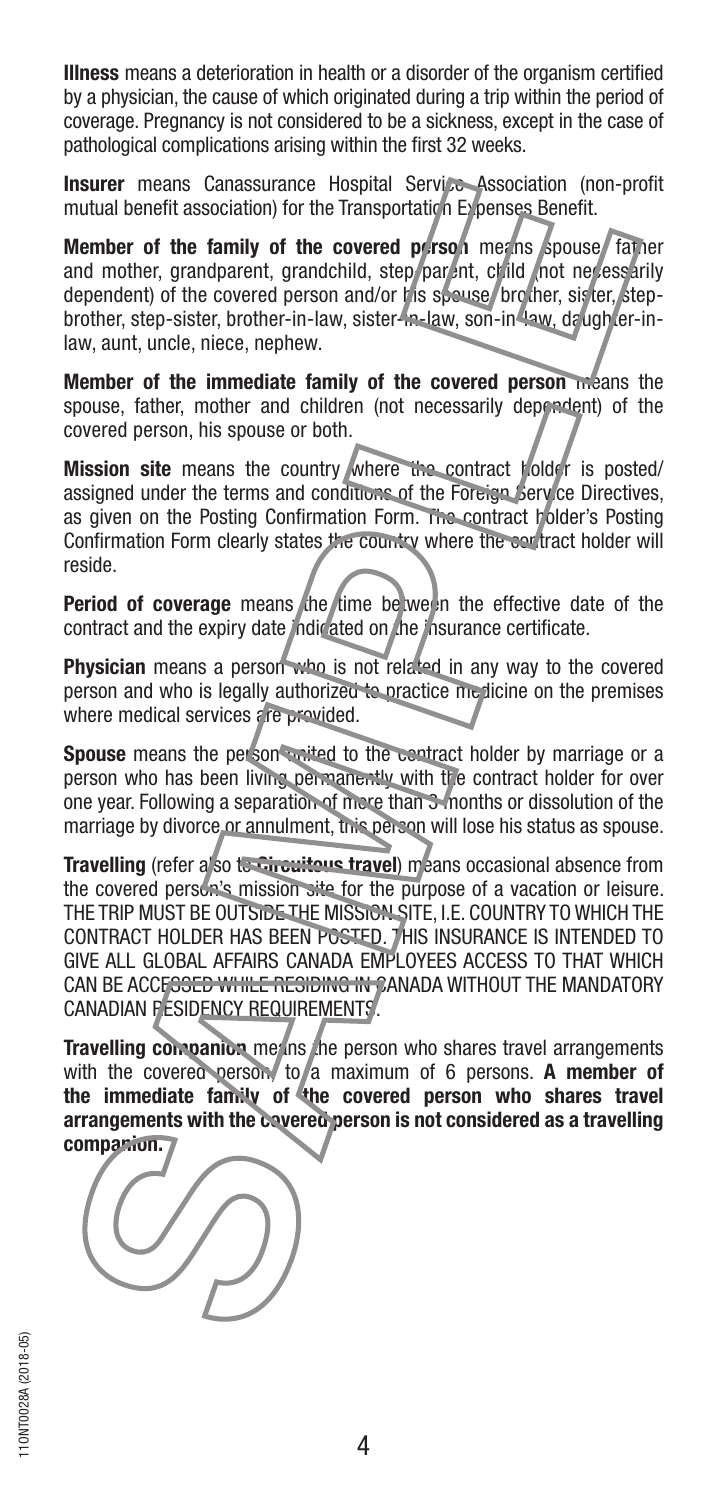**Illness** means a deterioration in health or a disorder of the organism certified by a physician, the cause of which originated during a trip within the period of coverage. Pregnancy is not considered to be a sickness, except in the case of pathological complications arising within the first 32 weeks.

**Insurer** means Canassurance Hospital Service Association (non-profit mutual benefit association) for the Transportation Expenses Benefit.

**Member of the family of the covered person** means spouse, father and mother, grandparent, grandchild, step parent, child (not necessarily dependent) of the covered person and/or his spouse, brother, sister, step-brother, step-sister, brother-in-law, sister-in-law, son-in-law, daughter-in-law, aunt, uncle, niece, nephew.

**Member of the immediate family of the covered person** means the spouse, father, mother and children (not necessarily dependent) of the covered person, his spouse or both.

**Mission site** means the country where the contract holder is posted/assigned under the terms and conditions of the Foreign Service Directives, as given on the Posting Confirmation Form. The contract holder's Posting Confirmation Form clearly states the country where the contract holder will reside.

**Period of coverage** means the time between the effective date of the contract and the expiry date indicated on the insurance certificate.

**Physician** means a person who is not related in any way to the covered person and who is legally authorized to practice medicine on the premises where medical services are provided.

**Spouse** means the person united to the contract holder by marriage or a person who has been living permanently with the contract holder for over one year. Following a separation of more than 3 months or dissolution of the marriage by divorce or annulment, this person will lose his status as spouse.

**Travelling** (refer also to **Circuitous travel**) means occasional absence from the covered person's mission site for the purpose of a vacation or leisure. THE TRIP MUST BE OUTSIDE THE MISSION SITE, I.E. COUNTRY TO WHICH THE CONTRACT HOLDER HAS BEEN POSTED. THIS INSURANCE IS INTENDED TO GIVE ALL GLOBAL AFFAIRS CANADA EMPLOYEES ACCESS TO THAT WHICH CAN BE ACCESSED WHILE RESIDING IN CANADA WITHOUT THE MANDATORY CANADIAN RESIDENCY REQUIREMENTS.

**Travelling companion** means the person who shares travel arrangements with the covered person, to a maximum of 6 persons. **A member of the immediate family of the covered person who shares travel arrangements with the covered person is not considered as a travelling companion.**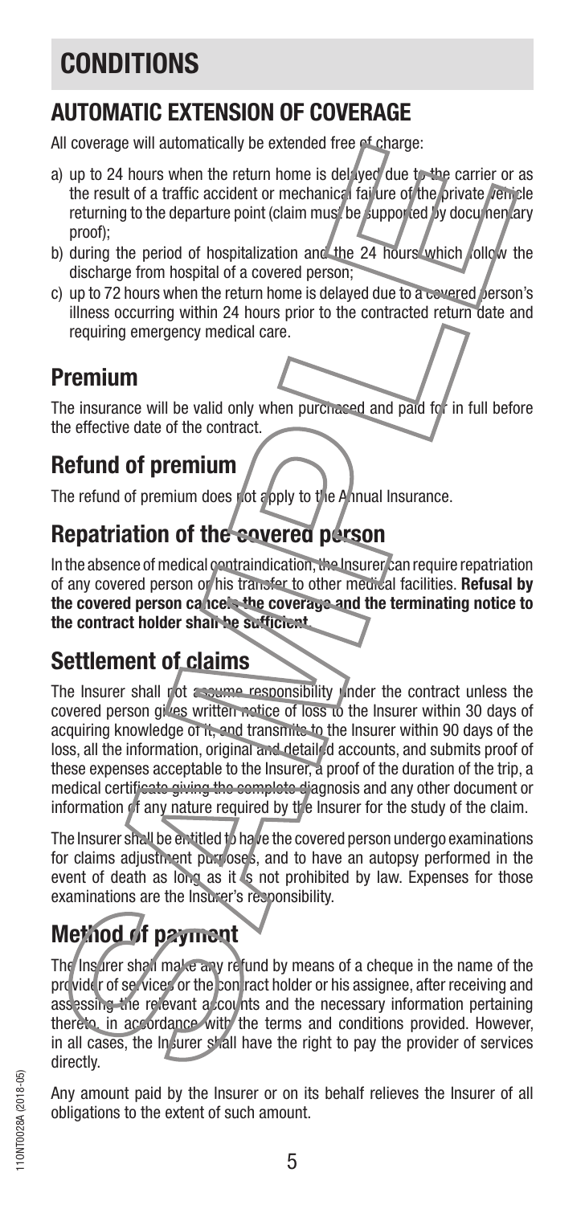# CONDITIONS

## AUTOMATIC EXTENSION OF COVERAGE

All coverage will automatically be extended free of charge:

a) up to 24 hours when the return home is delayed due to the carrier or as the result of a traffic accident or mechanical failure of the private vehicle returning to the departure point (claim must be supported by documentary proof);
b) during the period of hospitalization and the 24 hours which follow the discharge from hospital of a covered person;
c) up to 72 hours when the return home is delayed due to a covered person's illness occurring within 24 hours prior to the contracted return date and requiring emergency medical care.

## Premium

The insurance will be valid only when purchased and paid for in full before the effective date of the contract.

## Refund of premium

The refund of premium does not apply to the Annual Insurance.

## Repatriation of the covered person

In the absence of medical contraindication, the Insurer can require repatriation of any covered person or his transfer to other medical facilities. **Refusal by the covered person cancels the coverage and the terminating notice to the contract holder shall be sufficient.**

## Settlement of claims

The Insurer shall not assume responsibility under the contract unless the covered person gives written notice of loss to the Insurer within 30 days of acquiring knowledge of it, and transmits to the Insurer within 90 days of the loss, all the information, original and detailed accounts, and submits proof of these expenses acceptable to the Insurer, a proof of the duration of the trip, a medical certificate giving the complete diagnosis and any other document or information of any nature required by the Insurer for the study of the claim.

The Insurer shall be entitled to have the covered person undergo examinations for claims adjustment purposes, and to have an autopsy performed in the event of death as long as it is not prohibited by law. Expenses for those examinations are the Insurer's responsibility.

## Method of payment

The Insurer shall make any refund by means of a cheque in the name of the provider of services or the contract holder or his assignee, after receiving and assessing the relevant accounts and the necessary information pertaining thereto, in accordance with the terms and conditions provided. However, in all cases, the Insurer shall have the right to pay the provider of services directly.

Any amount paid by the Insurer or on its behalf relieves the Insurer of all obligations to the extent of such amount.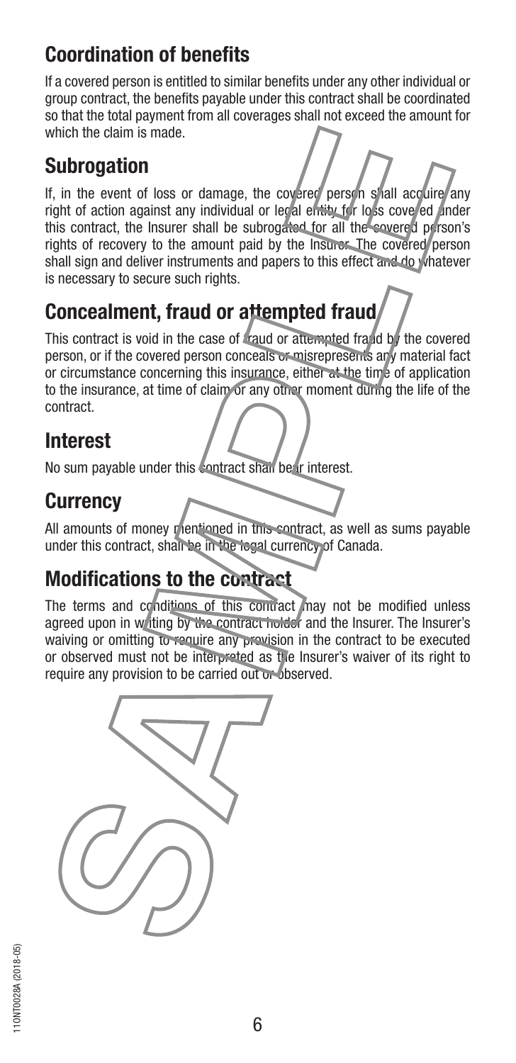## Coordination of benefits

If a covered person is entitled to similar benefits under any other individual or group contract, the benefits payable under this contract shall be coordinated so that the total payment from all coverages shall not exceed the amount for which the claim is made.

## Subrogation

If, in the event of loss or damage, the covered person shall acquire any right of action against any individual or legal entity for loss covered under this contract, the Insurer shall be subrogated for all the covered person's rights of recovery to the amount paid by the Insurer. The covered person shall sign and deliver instruments and papers to this effect and do whatever is necessary to secure such rights.

## Concealment, fraud or attempted fraud

This contract is void in the case of fraud or attempted fraud by the covered person, or if the covered person conceals or misrepresents any material fact or circumstance concerning this insurance, either at the time of application to the insurance, at time of claim or any other moment during the life of the contract.

## Interest

No sum payable under this contract shall bear interest.

## Currency

All amounts of money mentioned in this contract, as well as sums payable under this contract, shall be in the legal currency of Canada.

## Modifications to the contract

The terms and conditions of this contract may not be modified unless agreed upon in writing by the contract holder and the Insurer. The Insurer's waiving or omitting to require any provision in the contract to be executed or observed must not be interpreted as the Insurer's waiver of its right to require any provision to be carried out or observed.

110NT0028A (2018-05)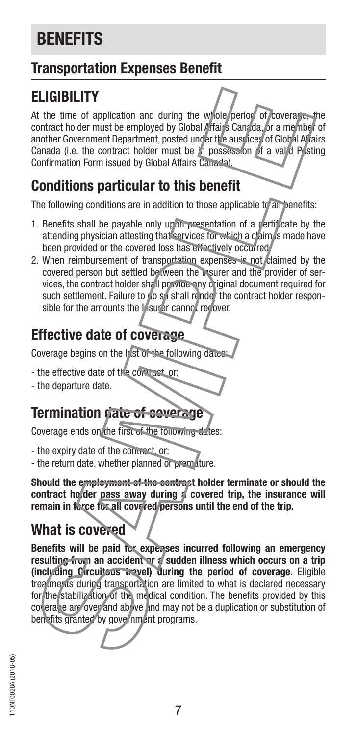# BENEFITS

## Transportation Expenses Benefit

## ELIGIBILITY

At the time of application and during the whole period of coverage, the contract holder must be employed by Global Affairs Canada, or a member of another Government Department, posted under the auspices of Global Affairs Canada (i.e. the contract holder must be in possession of a valid Posting Confirmation Form issued by Global Affairs Canada).

## Conditions particular to this benefit

The following conditions are in addition to those applicable to all benefits:

1. Benefits shall be payable only upon presentation of a certificate by the attending physician attesting that services for which a claim is made have been provided or the covered loss has effectively occurred.
2. When reimbursement of transportation expenses is not claimed by the covered person but settled between the Insurer and the provider of services, the contract holder shall provide any original document required for such settlement. Failure to do so shall render the contract holder responsible for the amounts the Insurer cannot recover.

## Effective date of coverage

Coverage begins on the last of the following dates:

- the effective date of the contract, or;
- the departure date.

## Termination date of coverage

Coverage ends on the first of the following dates:

- the expiry date of the contract, or;
- the return date, whether planned or premature.

**Should the employment of the contract holder terminate or should the contract holder pass away during a covered trip, the insurance will remain in force for all covered persons until the end of the trip.**

## What is covered

**Benefits will be paid for expenses incurred following an emergency resulting from an accident or a sudden illness which occurs on a trip (including Circuitous travel) during the period of coverage.** Eligible treatments during transportation are limited to what is declared necessary for the stabilization of the medical condition. The benefits provided by this coverage are over and above and may not be a duplication or substitution of benefits granted by government programs.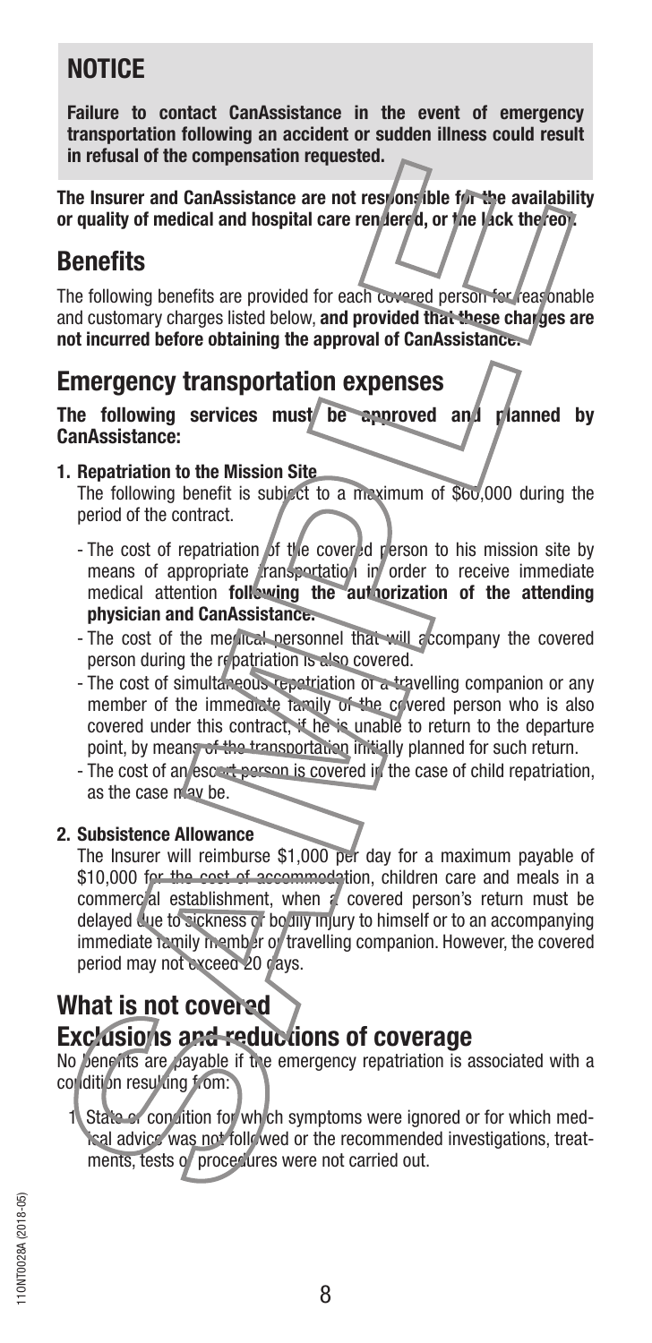## NOTICE

**Failure to contact CanAssistance in the event of emergency transportation following an accident or sudden illness could result in refusal of the compensation requested.**

**The Insurer and CanAssistance are not responsible for the availability or quality of medical and hospital care rendered, or the lack thereof.**

# Benefits

The following benefits are provided for each covered person for reasonable and customary charges listed below, **and provided that these charges are not incurred before obtaining the approval of CanAssistance.**

## Emergency transportation expenses

**The following services must be approved and planned by CanAssistance:**

1. **Repatriation to the Mission Site**
   The following benefit is subject to a maximum of $60,000 during the period of the contract.
   - The cost of repatriation of the covered person to his mission site by means of appropriate transportation in order to receive immediate medical attention **following the authorization of the attending physician and CanAssistance.**
   - The cost of the medical personnel that will accompany the covered person during the repatriation is also covered.
   - The cost of simultaneous repatriation of a travelling companion or any member of the immediate family of the covered person who is also covered under this contract, if he is unable to return to the departure point, by means of the transportation initially planned for such return.
   - The cost of an escort person is covered in the case of child repatriation, as the case may be.

2. **Subsistence Allowance**
   The Insurer will reimburse $1,000 per day for a maximum payable of $10,000 for the cost of accommodation, children care and meals in a commercial establishment, when a covered person's return must be delayed due to sickness or bodily injury to himself or to an accompanying immediate family member or travelling companion. However, the covered period may not exceed 20 days.

# What is not covered

## Exclusions and reductions of coverage

No benefits are payable if the emergency repatriation is associated with a condition resulting from:

1. State or condition for which symptoms were ignored or for which medical advice was not followed or the recommended investigations, treatments, tests or procedures were not carried out.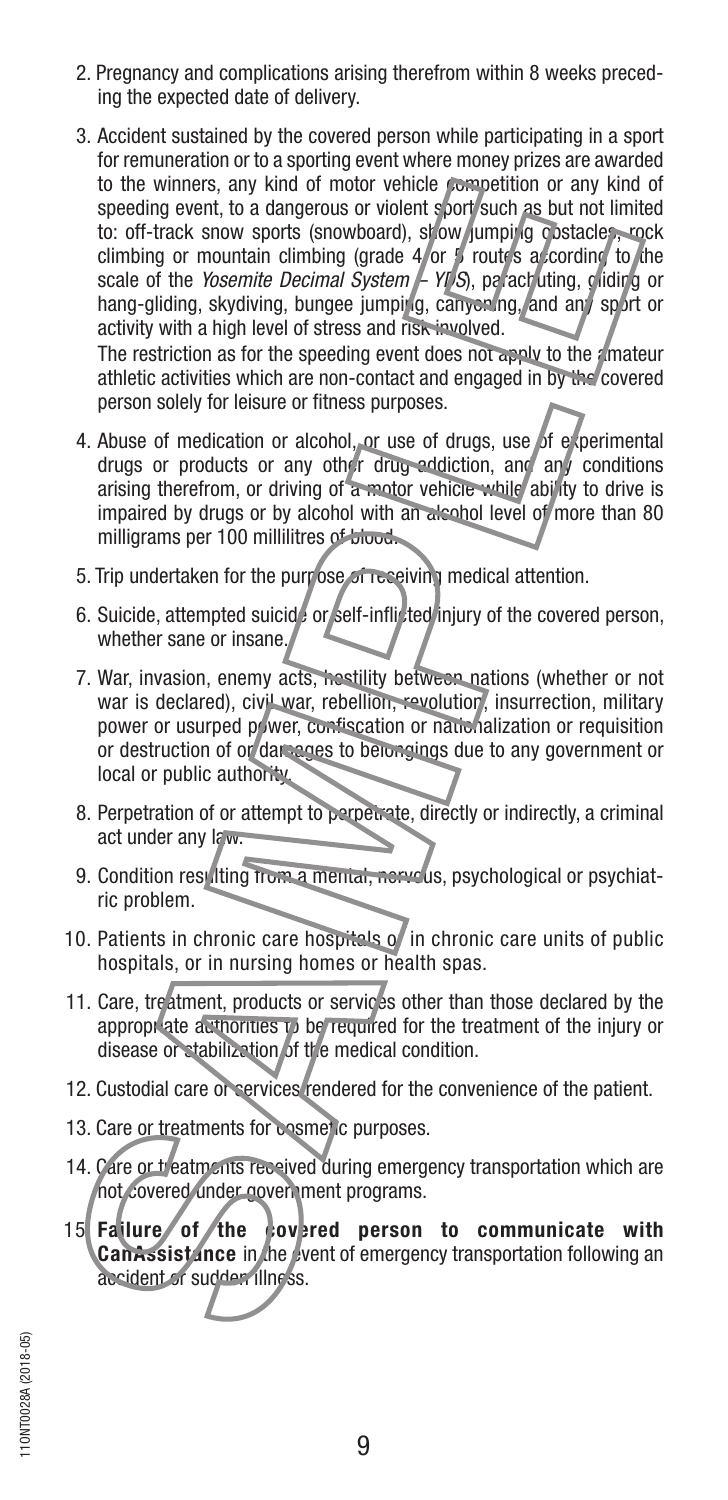2. Pregnancy and complications arising therefrom within 8 weeks preceding the expected date of delivery.

3. Accident sustained by the covered person while participating in a sport for remuneration or to a sporting event where money prizes are awarded to the winners, any kind of motor vehicle competition or any kind of speeding event, to a dangerous or violent sport such as but not limited to: off-track snow sports (snowboard), show jumping obstacles, rock climbing or mountain climbing (grade 4 or 5 routes according to the scale of the *Yosemite Decimal System – YDS*), parachuting, gliding or hang-gliding, skydiving, bungee jumping, canyoning, and any sport or activity with a high level of stress and risk involved.

   The restriction as for the speeding event does not apply to the amateur athletic activities which are non-contact and engaged in by the covered person solely for leisure or fitness purposes.

4. Abuse of medication or alcohol, or use of drugs, use of experimental drugs or products or any other drug addiction, and any conditions arising therefrom, or driving of a motor vehicle while ability to drive is impaired by drugs or by alcohol with an alcohol level of more than 80 milligrams per 100 millilitres of blood.

5. Trip undertaken for the purpose of receiving medical attention.

6. Suicide, attempted suicide or self-inflicted injury of the covered person, whether sane or insane.

7. War, invasion, enemy acts, hostility between nations (whether or not war is declared), civil war, rebellion, revolution, insurrection, military power or usurped power, confiscation or nationalization or requisition or destruction of or damages to belongings due to any government or local or public authority.

8. Perpetration of or attempt to perpetrate, directly or indirectly, a criminal act under any law.

9. Condition resulting from a mental, nervous, psychological or psychiatric problem.

10. Patients in chronic care hospitals or in chronic care units of public hospitals, or in nursing homes or health spas.

11. Care, treatment, products or services other than those declared by the appropriate authorities to be required for the treatment of the injury or disease or stabilization of the medical condition.

12. Custodial care or services rendered for the convenience of the patient.

13. Care or treatments for cosmetic purposes.

14. Care or treatments received during emergency transportation which are not covered under government programs.

15. **Failure of the covered person to communicate with CanAssistance** in the event of emergency transportation following an accident or sudden illness.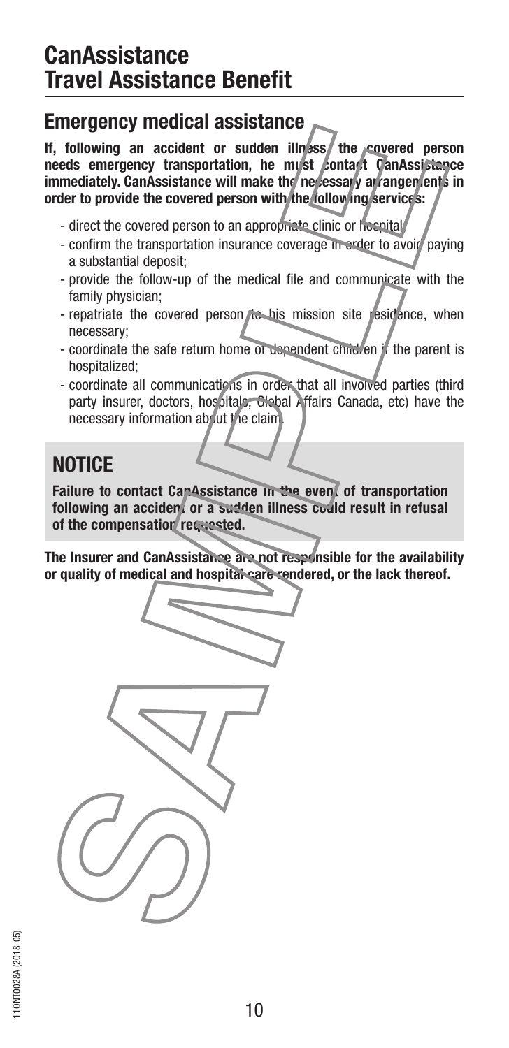# CanAssistance Travel Assistance Benefit

## Emergency medical assistance

**If, following an accident or sudden illness, the covered person needs emergency transportation, he must contact CanAssistance immediately. CanAssistance will make the necessary arrangements in order to provide the covered person with the following services:**

- direct the covered person to an appropriate clinic or hospital;
- confirm the transportation insurance coverage in order to avoid paying a substantial deposit;
- provide the follow-up of the medical file and communicate with the family physician;
- repatriate the covered person to his mission site residence, when necessary;
- coordinate the safe return home of dependent children if the parent is hospitalized;
- coordinate all communications in order that all involved parties (third party insurer, doctors, hospitals, Global Affairs Canada, etc) have the necessary information about the claim.

## NOTICE

**Failure to contact CanAssistance in the event of transportation following an accident or a sudden illness could result in refusal of the compensation requested.**

**The Insurer and CanAssistance are not responsible for the availability or quality of medical and hospital care rendered, or the lack thereof.**

110NT0028A (2018-05)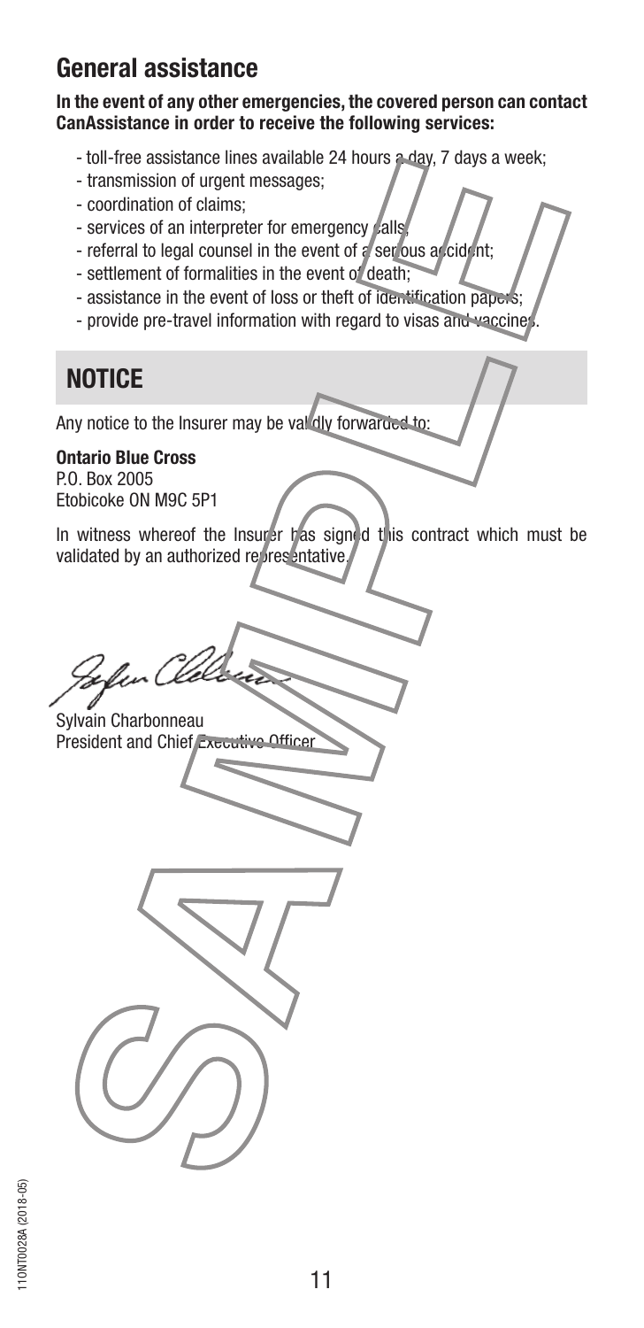## General assistance

**In the event of any other emergencies, the covered person can contact CanAssistance in order to receive the following services:**

- toll-free assistance lines available 24 hours a day, 7 days a week;
- transmission of urgent messages;
- coordination of claims;
- services of an interpreter for emergency calls;
- referral to legal counsel in the event of a serious accident;
- settlement of formalities in the event of death;
- assistance in the event of loss or theft of identification papers;
- provide pre-travel information with regard to visas and vaccines.

## NOTICE

Any notice to the Insurer may be validly forwarded to:

**Ontario Blue Cross**
P.O. Box 2005
Etobicoke ON M9C 5P1

In witness whereof the Insurer has signed this contract which must be validated by an authorized representative.

Sylvain Charbonneau
President and Chief Executive Officer

11ONT0028A (2018-05)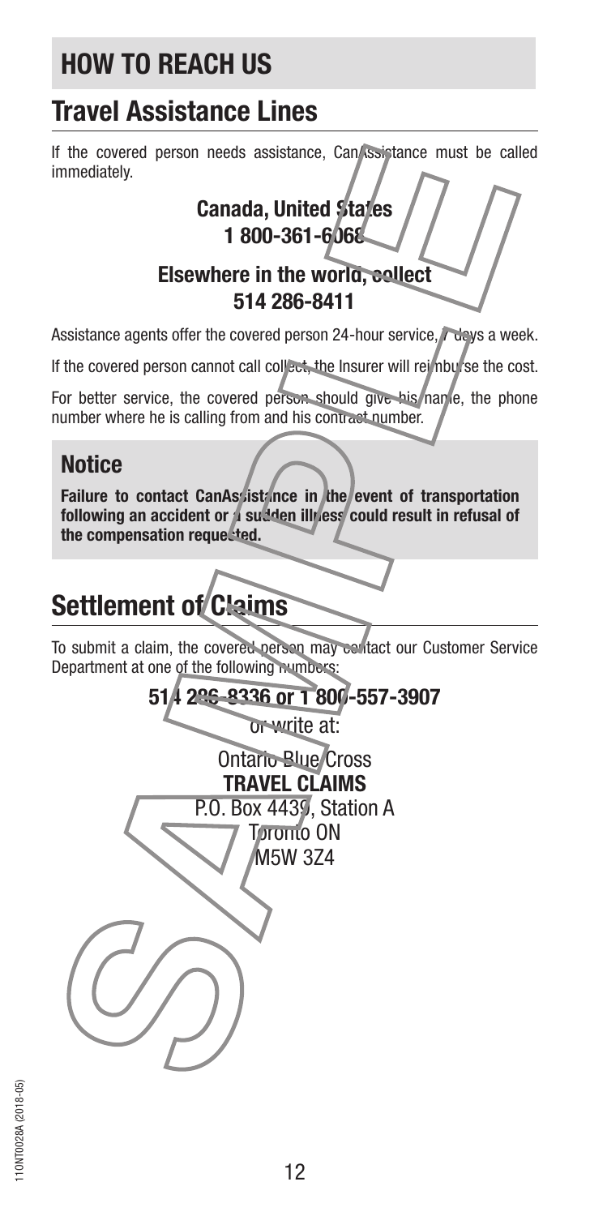# HOW TO REACH US

## Travel Assistance Lines

If the covered person needs assistance, CanAssistance must be called immediately.

**Canada, United States**
**1 800-361-6068**

**Elsewhere in the world, collect**
**514 286-8411**

Assistance agents offer the covered person 24-hour service, 7 days a week.

If the covered person cannot call collect, the Insurer will reimburse the cost.

For better service, the covered person should give his name, the phone number where he is calling from and his contract number.

### Notice

**Failure to contact CanAssistance in the event of transportation following an accident or a sudden illness could result in refusal of the compensation requested.**

## Settlement of Claims

To submit a claim, the covered person may contact our Customer Service Department at one of the following numbers:

**514 286-8336 or 1 800-557-3907**

or write at:

Ontario Blue Cross
**TRAVEL CLAIMS**
P.O. Box 4439, Station A
Toronto ON
M5W 3Z4

110NT0028A (2018-05)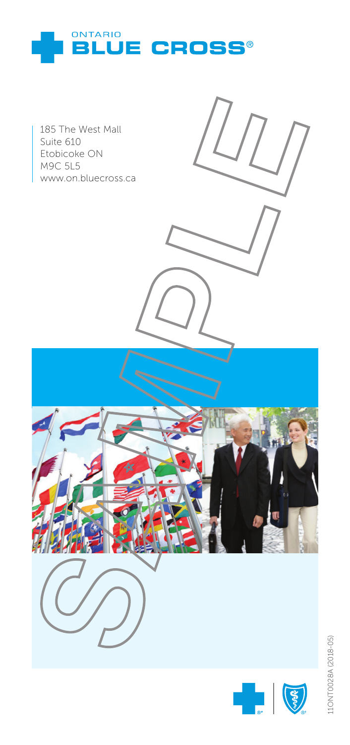ONTARIO **BLUE CROSS**®

185 The West Mall
Suite 610
Etobicoke ON
M9C 5L5
www.on.bluecross.ca

SAMPLE

11ONT0028A (2018-05)